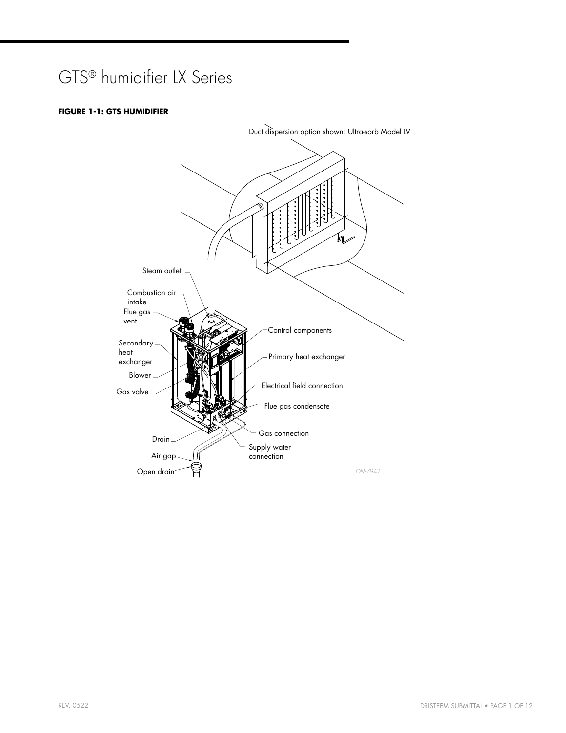# GTS® humidifier LX Series

**FIGURE 1-1: GTS HUMIDIFIER**

Duct dispersion option shown: Ultra-sorb Model LV

Steam outlet

Combustion air intake

Flue gas vent

Secondary heat exchanger

Blower

Gas valve

Drain

Air gap

Open drain

Control components

Primary heat exchanger

Electrical field connection

Flue gas condensate

Gas connection

Supply water connection

OM-7942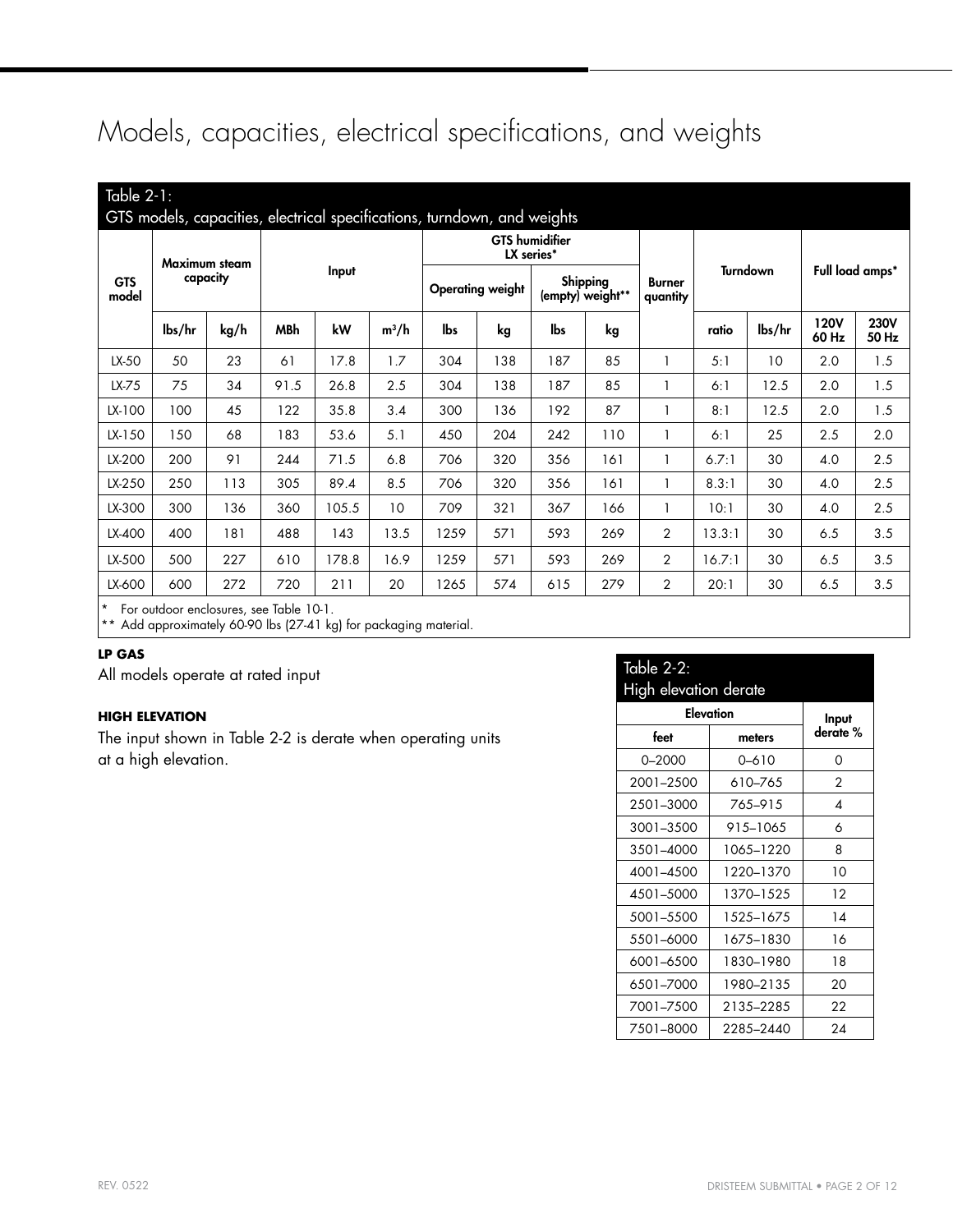# Models, capacities, electrical specifications, and weights

Table 2-1:
GTS models, capacities, electrical specifications, turndown, and weights

| GTS model | Maximum steam capacity | | Input | | | GTS humidifier LX series* | | | | Burner quantity | Turndown | | Full load amps* | |
|---|---|---|---|---|---|---|---|---|---|---|---|---|---|---|
| | | | | | | Operating weight | | Shipping (empty) weight** | | | | | | |
| | lbs/hr | kg/h | MBh | kW | $m^3/h$ | lbs | kg | lbs | kg | | ratio | lbs/hr | 120V 60 Hz | 230V 50 Hz |
| LX-50 | 50 | 23 | 61 | 17.8 | 1.7 | 304 | 138 | 187 | 85 | 1 | 5:1 | 10 | 2.0 | 1.5 |
| LX-75 | 75 | 34 | 91.5 | 26.8 | 2.5 | 304 | 138 | 187 | 85 | 1 | 6:1 | 12.5 | 2.0 | 1.5 |
| LX-100 | 100 | 45 | 122 | 35.8 | 3.4 | 300 | 136 | 192 | 87 | 1 | 8:1 | 12.5 | 2.0 | 1.5 |
| LX-150 | 150 | 68 | 183 | 53.6 | 5.1 | 450 | 204 | 242 | 110 | 1 | 6:1 | 25 | 2.5 | 2.0 |
| LX-200 | 200 | 91 | 244 | 71.5 | 6.8 | 706 | 320 | 356 | 161 | 1 | 6.7:1 | 30 | 4.0 | 2.5 |
| LX-250 | 250 | 113 | 305 | 89.4 | 8.5 | 706 | 320 | 356 | 161 | 1 | 8.3:1 | 30 | 4.0 | 2.5 |
| LX-300 | 300 | 136 | 360 | 105.5 | 10 | 709 | 321 | 367 | 166 | 1 | 10:1 | 30 | 4.0 | 2.5 |
| LX-400 | 400 | 181 | 488 | 143 | 13.5 | 1259 | 571 | 593 | 269 | 2 | 13.3:1 | 30 | 6.5 | 3.5 |
| LX-500 | 500 | 227 | 610 | 178.8 | 16.9 | 1259 | 571 | 593 | 269 | 2 | 16.7:1 | 30 | 6.5 | 3.5 |
| LX-600 | 600 | 272 | 720 | 211 | 20 | 1265 | 574 | 615 | 279 | 2 | 20:1 | 30 | 6.5 | 3.5 |

\* For outdoor enclosures, see Table 10-1.
** Add approximately 60-90 lbs (27-41 kg) for packaging material.

**LP GAS**

All models operate at rated input

**HIGH ELEVATION**

The input shown in Table 2-2 is derate when operating units at a high elevation.

Table 2-2:
High elevation derate

| Elevation | | Input derate % |
|---|---|---|
| feet | meters | |
| 0–2000 | 0–610 | 0 |
| 2001–2500 | 610–765 | 2 |
| 2501–3000 | 765–915 | 4 |
| 3001–3500 | 915–1065 | 6 |
| 3501–4000 | 1065–1220 | 8 |
| 4001–4500 | 1220–1370 | 10 |
| 4501–5000 | 1370–1525 | 12 |
| 5001–5500 | 1525–1675 | 14 |
| 5501–6000 | 1675–1830 | 16 |
| 6001–6500 | 1830–1980 | 18 |
| 6501–7000 | 1980–2135 | 20 |
| 7001–7500 | 2135–2285 | 22 |
| 7501–8000 | 2285–2440 | 24 |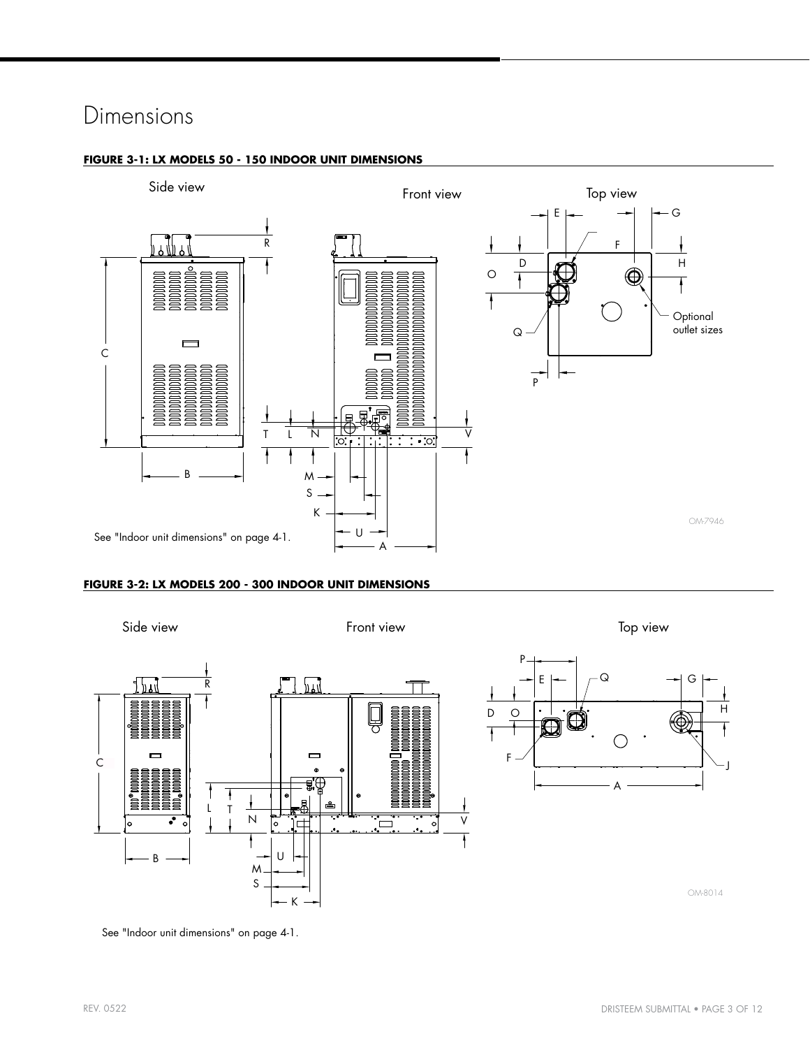# Dimensions

**FIGURE 3-1: LX MODELS 50 - 150 INDOOR UNIT DIMENSIONS**

See "Indoor unit dimensions" on page 4-1.

**FIGURE 3-2: LX MODELS 200 - 300 INDOOR UNIT DIMENSIONS**

See "Indoor unit dimensions" on page 4-1.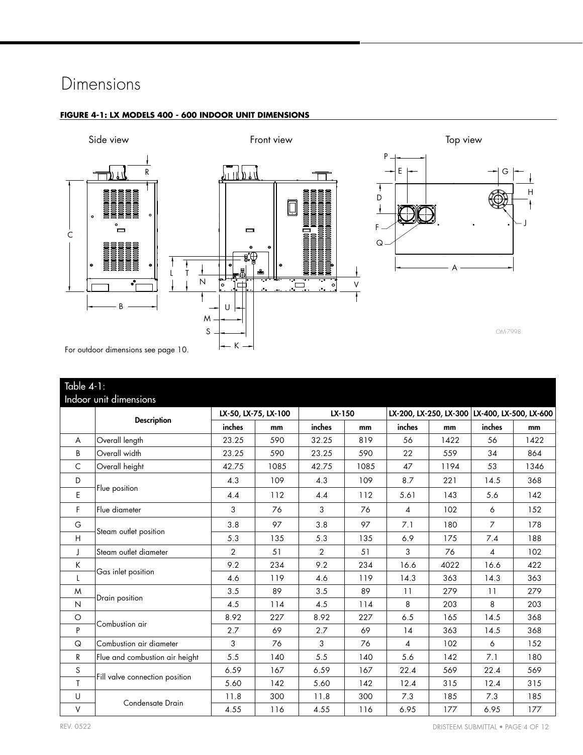# Dimensions

**FIGURE 4-1: LX MODELS 400 - 600 INDOOR UNIT DIMENSIONS**

Side view

Front view

Top view

OM-7998

For outdoor dimensions see page 10.

| Table 4-1: Indoor unit dimensions | | | | | | | | | |
|---|---|---|---|---|---|---|---|---|---|
| | Description | LX-50, LX-75, LX-100 | | LX-150 | | LX-200, LX-250, LX-300 | | LX-400, LX-500, LX-600 | |
| | | inches | mm | inches | mm | inches | mm | inches | mm |
| A | Overall length | 23.25 | 590 | 32.25 | 819 | 56 | 1422 | 56 | 1422 |
| B | Overall width | 23.25 | 590 | 23.25 | 590 | 22 | 559 | 34 | 864 |
| C | Overall height | 42.75 | 1085 | 42.75 | 1085 | 47 | 1194 | 53 | 1346 |
| D | Flue position | 4.3 | 109 | 4.3 | 109 | 8.7 | 221 | 14.5 | 368 |
| E | | 4.4 | 112 | 4.4 | 112 | 5.61 | 143 | 5.6 | 142 |
| F | Flue diameter | 3 | 76 | 3 | 76 | 4 | 102 | 6 | 152 |
| G | Steam outlet position | 3.8 | 97 | 3.8 | 97 | 7.1 | 180 | 7 | 178 |
| H | | 5.3 | 135 | 5.3 | 135 | 6.9 | 175 | 7.4 | 188 |
| J | Steam outlet diameter | 2 | 51 | 2 | 51 | 3 | 76 | 4 | 102 |
| K | Gas inlet position | 9.2 | 234 | 9.2 | 234 | 16.6 | 4022 | 16.6 | 422 |
| L | | 4.6 | 119 | 4.6 | 119 | 14.3 | 363 | 14.3 | 363 |
| M | Drain position | 3.5 | 89 | 3.5 | 89 | 11 | 279 | 11 | 279 |
| N | | 4.5 | 114 | 4.5 | 114 | 8 | 203 | 8 | 203 |
| O | Combustion air | 8.92 | 227 | 8.92 | 227 | 6.5 | 165 | 14.5 | 368 |
| P | | 2.7 | 69 | 2.7 | 69 | 14 | 363 | 14.5 | 368 |
| Q | Combustion air diameter | 3 | 76 | 3 | 76 | 4 | 102 | 6 | 152 |
| R | Flue and combustion air height | 5.5 | 140 | 5.5 | 140 | 5.6 | 142 | 7.1 | 180 |
| S | Fill valve connection position | 6.59 | 167 | 6.59 | 167 | 22.4 | 569 | 22.4 | 569 |
| T | | 5.60 | 142 | 5.60 | 142 | 12.4 | 315 | 12.4 | 315 |
| U | Condensate Drain | 11.8 | 300 | 11.8 | 300 | 7.3 | 185 | 7.3 | 185 |
| V | | 4.55 | 116 | 4.55 | 116 | 6.95 | 177 | 6.95 | 177 |

REV. 0522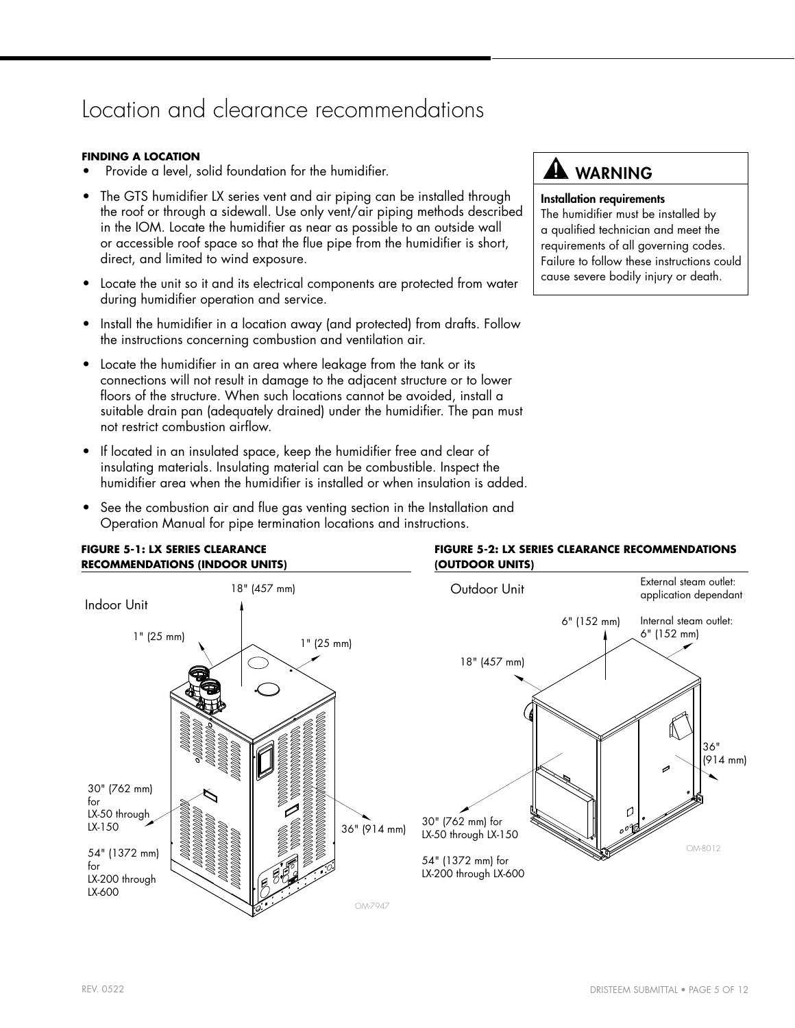# Location and clearance recommendations

**FINDING A LOCATION**

- Provide a level, solid foundation for the humidifier.
- The GTS humidifier LX series vent and air piping can be installed through the roof or through a sidewall. Use only vent/air piping methods described in the IOM. Locate the humidifier as near as possible to an outside wall or accessible roof space so that the flue pipe from the humidifier is short, direct, and limited to wind exposure.
- Locate the unit so it and its electrical components are protected from water during humidifier operation and service.
- Install the humidifier in a location away (and protected) from drafts. Follow the instructions concerning combustion and ventilation air.
- Locate the humidifier in an area where leakage from the tank or its connections will not result in damage to the adjacent structure or to lower floors of the structure. When such locations cannot be avoided, install a suitable drain pan (adequately drained) under the humidifier. The pan must not restrict combustion airflow.
- If located in an insulated space, keep the humidifier free and clear of insulating materials. Insulating material can be combustible. Inspect the humidifier area when the humidifier is installed or when insulation is added.
- See the combustion air and flue gas venting section in the Installation and Operation Manual for pipe termination locations and instructions.

> **⚠ WARNING**
>
> **Installation requirements**
> The humidifier must be installed by a qualified technician and meet the requirements of all governing codes. Failure to follow these instructions could cause severe bodily injury or death.

**FIGURE 5-1: LX SERIES CLEARANCE RECOMMENDATIONS (INDOOR UNITS)**

Indoor Unit

- 18" (457 mm)
- 1" (25 mm)
- 1" (25 mm)
- 30" (762 mm) for LX-50 through LX-150
- 54" (1372 mm) for LX-200 through LX-600
- 36" (914 mm)

OM-7947

**FIGURE 5-2: LX SERIES CLEARANCE RECOMMENDATIONS (OUTDOOR UNITS)**

Outdoor Unit

- External steam outlet: application dependant
- Internal steam outlet: 6" (152 mm)
- 6" (152 mm)
- 18" (457 mm)
- 36" (914 mm)
- 30" (762 mm) for LX-50 through LX-150
- 54" (1372 mm) for LX-200 through LX-600

OM-8012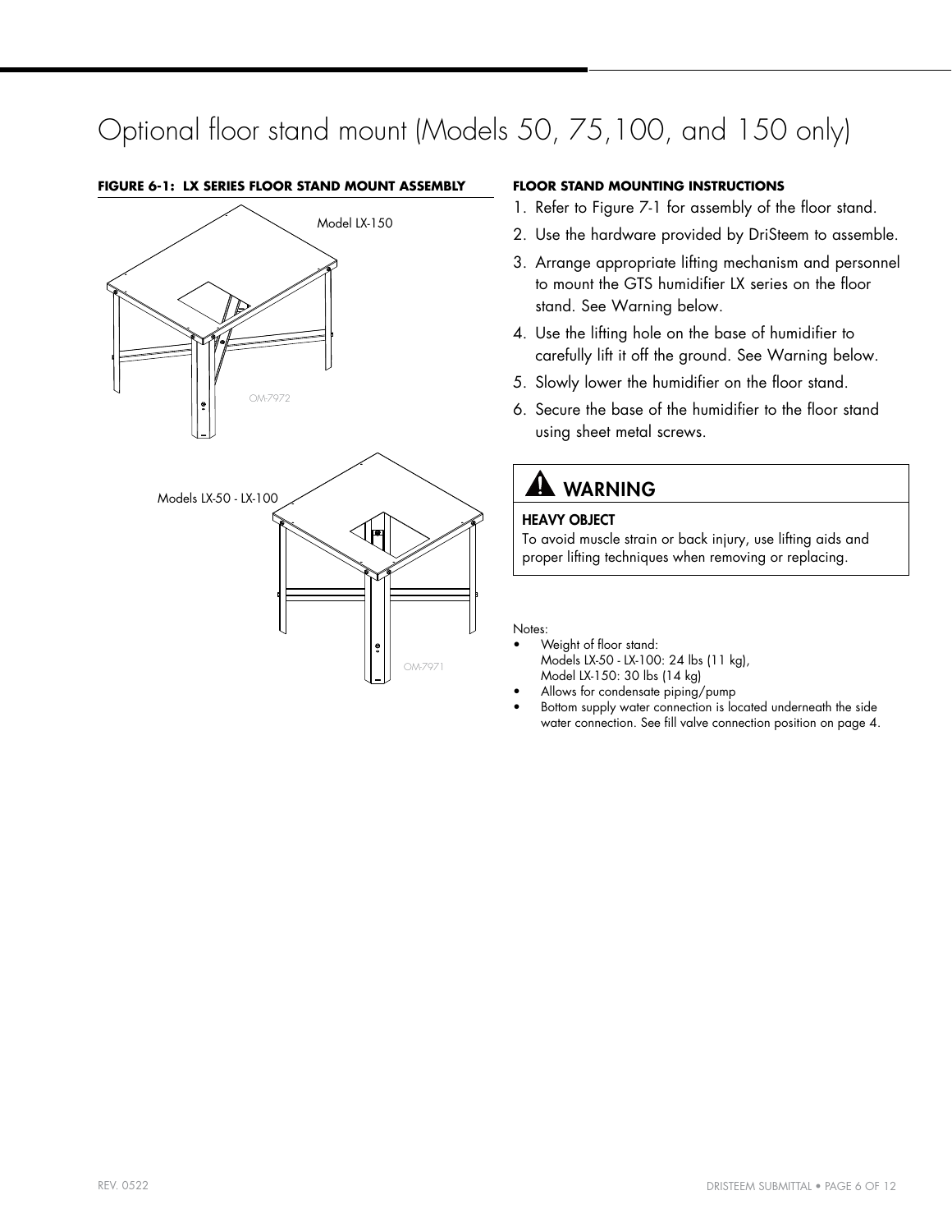# Optional floor stand mount (Models 50, 75,100, and 150 only)

**FIGURE 6-1: LX SERIES FLOOR STAND MOUNT ASSEMBLY**

Model LX-150

OM-7972

Models LX-50 - LX-100

OM-7971

**FLOOR STAND MOUNTING INSTRUCTIONS**

1. Refer to Figure 7-1 for assembly of the floor stand.
2. Use the hardware provided by DriSteem to assemble.
3. Arrange appropriate lifting mechanism and personnel to mount the GTS humidifier LX series on the floor stand. See Warning below.
4. Use the lifting hole on the base of humidifier to carefully lift it off the ground. See Warning below.
5. Slowly lower the humidifier on the floor stand.
6. Secure the base of the humidifier to the floor stand using sheet metal screws.

> ⚠ **WARNING**
>
> **HEAVY OBJECT**
>
> To avoid muscle strain or back injury, use lifting aids and proper lifting techniques when removing or replacing.

Notes:

- Weight of floor stand:
  Models LX-50 - LX-100: 24 lbs (11 kg),
  Model LX-150: 30 lbs (14 kg)
- Allows for condensate piping/pump
- Bottom supply water connection is located underneath the side water connection. See fill valve connection position on page 4.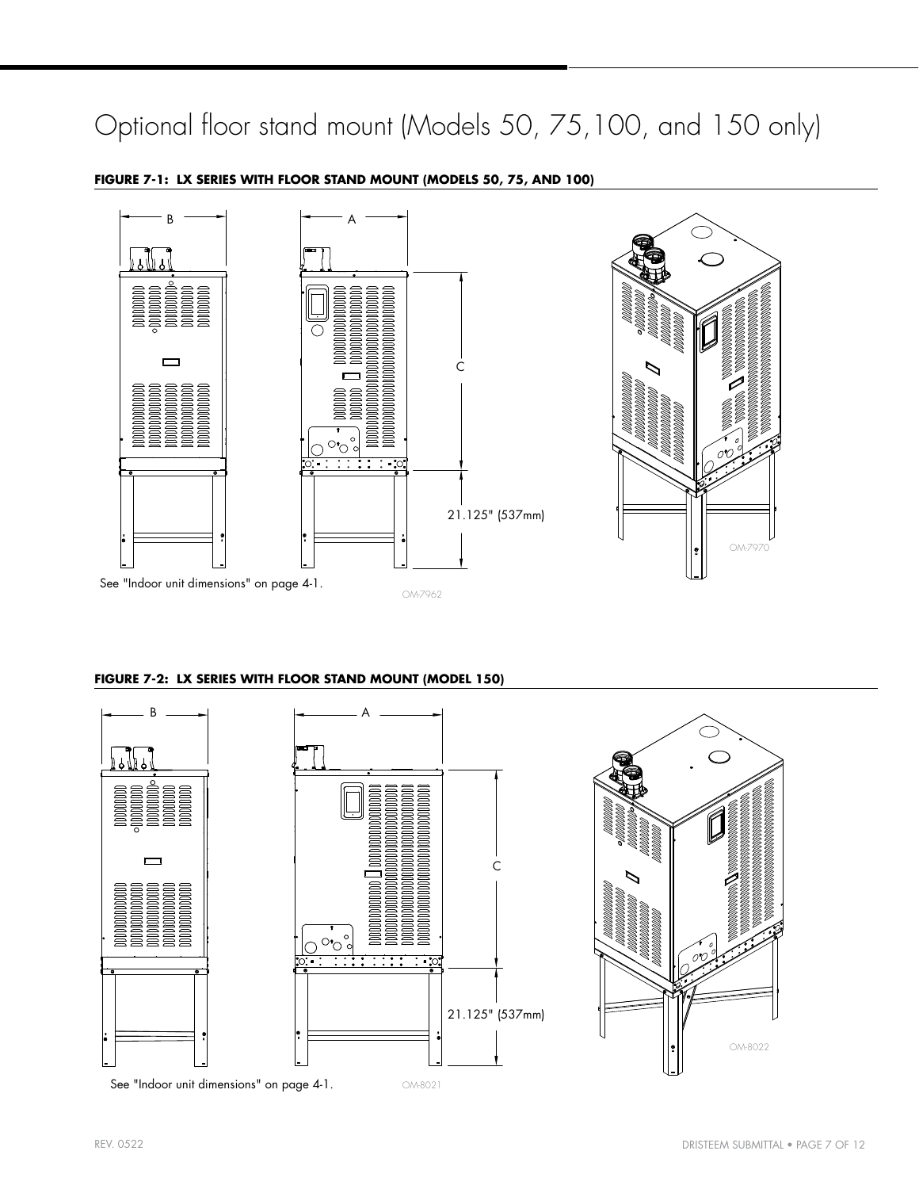# Optional floor stand mount (Models 50, 75,100, and 150 only)

**FIGURE 7-1: LX SERIES WITH FLOOR STAND MOUNT (MODELS 50, 75, AND 100)**

B

A

C

21.125" (537mm)

See "Indoor unit dimensions" on page 4-1.

OM-7962

OM-7970

**FIGURE 7-2: LX SERIES WITH FLOOR STAND MOUNT (MODEL 150)**

B

A

C

21.125" (537mm)

See "Indoor unit dimensions" on page 4-1.

OM-8021

OM-8022

REV. 0522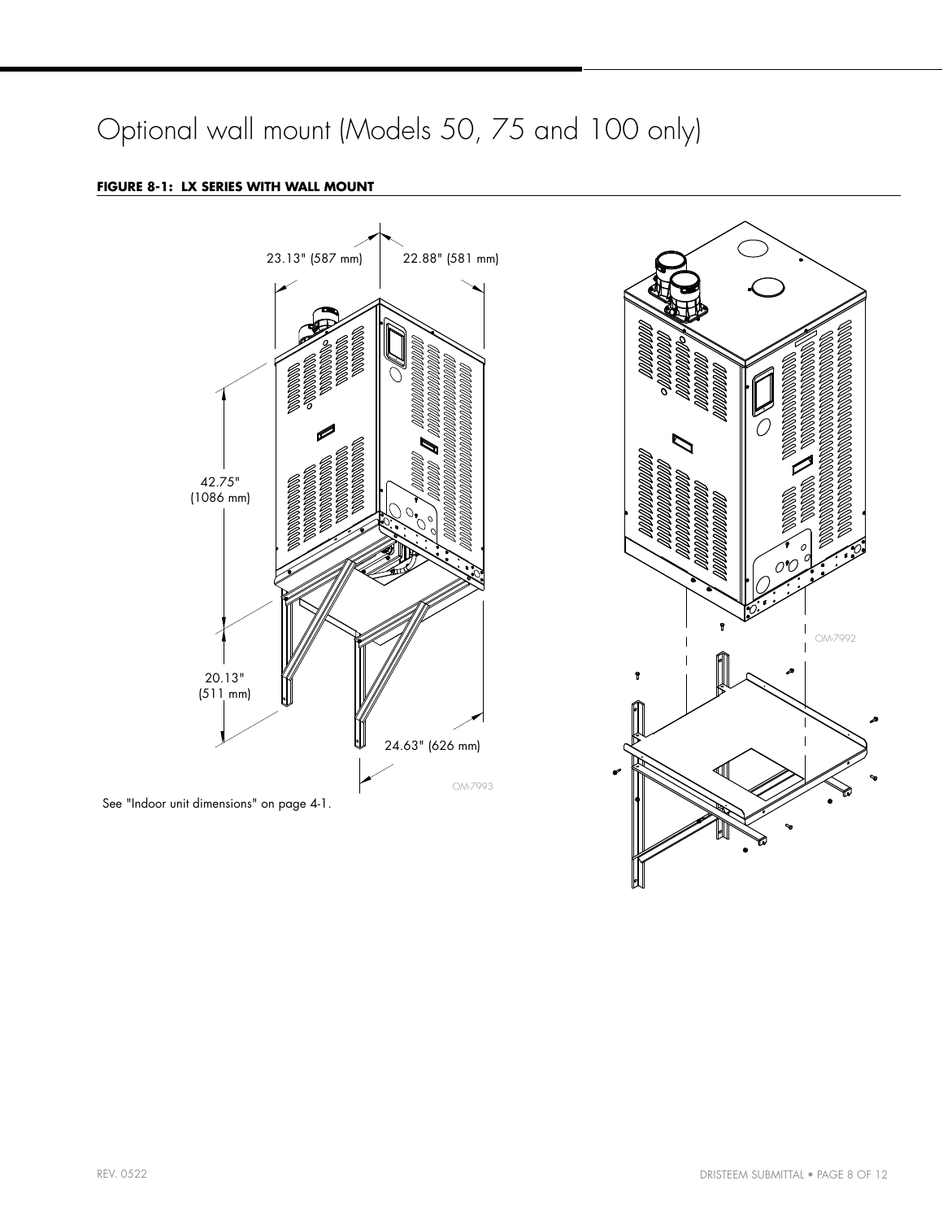# Optional wall mount (Models 50, 75 and 100 only)

**FIGURE 8-1: LX SERIES WITH WALL MOUNT**

23.13" (587 mm)

22.88" (581 mm)

42.75" (1086 mm)

20.13" (511 mm)

24.63" (626 mm)

OM-7993

OM-7992

See "Indoor unit dimensions" on page 4-1.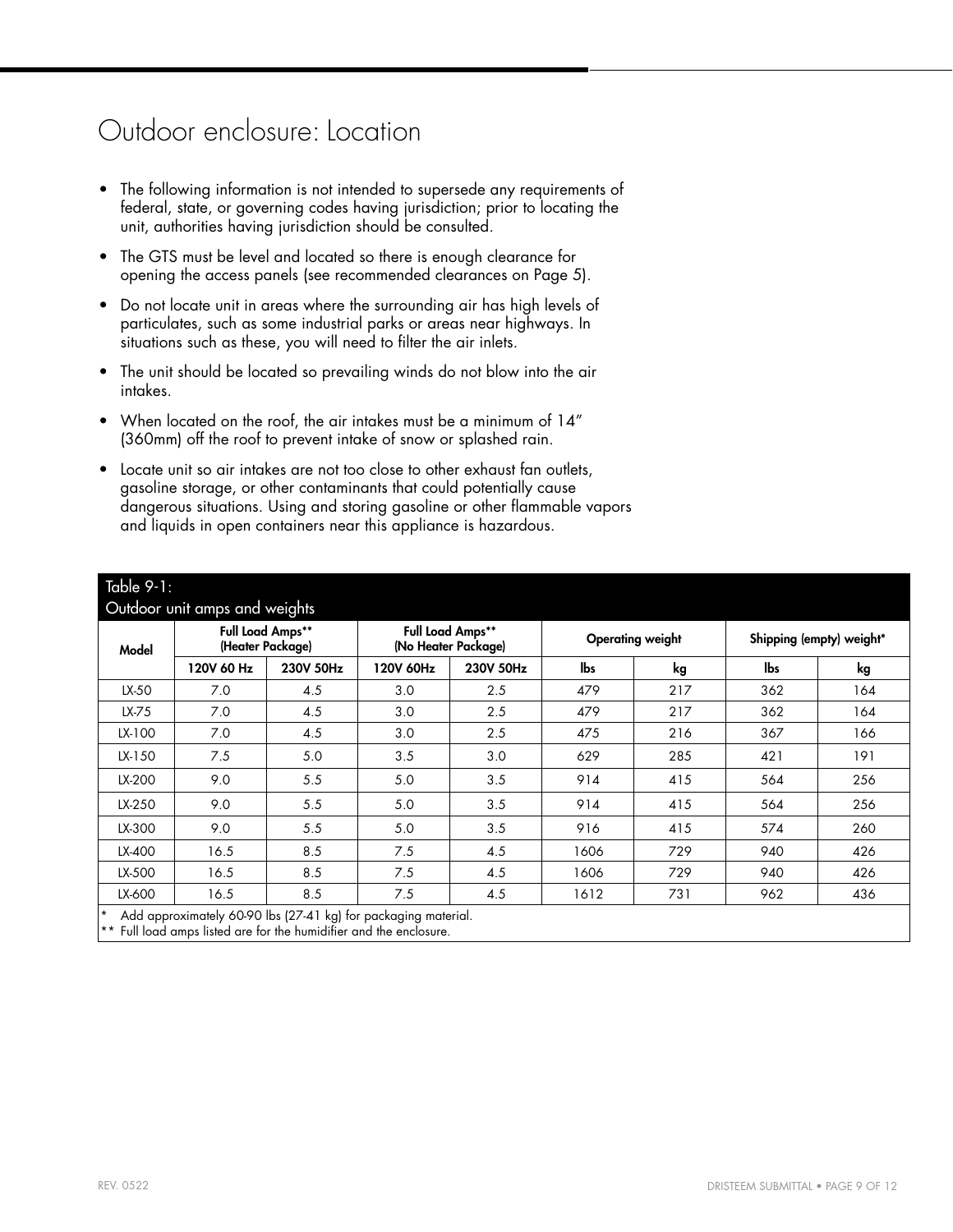# Outdoor enclosure: Location

- The following information is not intended to supersede any requirements of federal, state, or governing codes having jurisdiction; prior to locating the unit, authorities having jurisdiction should be consulted.
- The GTS must be level and located so there is enough clearance for opening the access panels (see recommended clearances on Page 5).
- Do not locate unit in areas where the surrounding air has high levels of particulates, such as some industrial parks or areas near highways. In situations such as these, you will need to filter the air inlets.
- The unit should be located so prevailing winds do not blow into the air intakes.
- When located on the roof, the air intakes must be a minimum of 14" (360mm) off the roof to prevent intake of snow or splashed rain.
- Locate unit so air intakes are not too close to other exhaust fan outlets, gasoline storage, or other contaminants that could potentially cause dangerous situations. Using and storing gasoline or other flammable vapors and liquids in open containers near this appliance is hazardous.

Table 9-1:
Outdoor unit amps and weights

| Model | Full Load Amps** (Heater Package) | | Full Load Amps** (No Heater Package) | | Operating weight | | Shipping (empty) weight* | |
|---|---|---|---|---|---|---|---|---|
| | 120V 60 Hz | 230V 50Hz | 120V 60Hz | 230V 50Hz | lbs | kg | lbs | kg |
| LX-50 | 7.0 | 4.5 | 3.0 | 2.5 | 479 | 217 | 362 | 164 |
| LX-75 | 7.0 | 4.5 | 3.0 | 2.5 | 479 | 217 | 362 | 164 |
| LX-100 | 7.0 | 4.5 | 3.0 | 2.5 | 475 | 216 | 367 | 166 |
| LX-150 | 7.5 | 5.0 | 3.5 | 3.0 | 629 | 285 | 421 | 191 |
| LX-200 | 9.0 | 5.5 | 5.0 | 3.5 | 914 | 415 | 564 | 256 |
| LX-250 | 9.0 | 5.5 | 5.0 | 3.5 | 914 | 415 | 564 | 256 |
| LX-300 | 9.0 | 5.5 | 5.0 | 3.5 | 916 | 415 | 574 | 260 |
| LX-400 | 16.5 | 8.5 | 7.5 | 4.5 | 1606 | 729 | 940 | 426 |
| LX-500 | 16.5 | 8.5 | 7.5 | 4.5 | 1606 | 729 | 940 | 426 |
| LX-600 | 16.5 | 8.5 | 7.5 | 4.5 | 1612 | 731 | 962 | 436 |

\* Add approximately 60-90 lbs (27-41 kg) for packaging material.
** Full load amps listed are for the humidifier and the enclosure.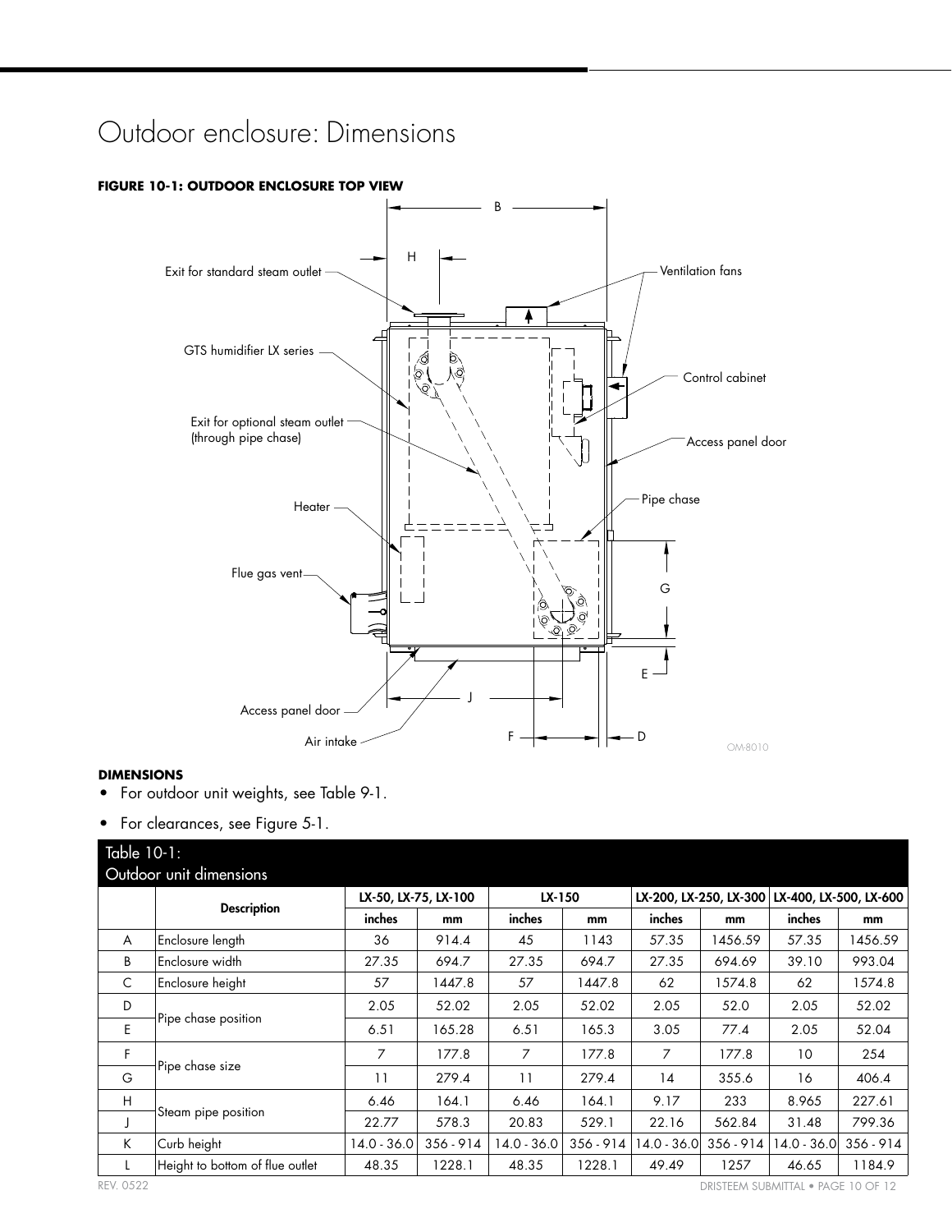# Outdoor enclosure: Dimensions

**FIGURE 10-1: OUTDOOR ENCLOSURE TOP VIEW**

**DIMENSIONS**

- For outdoor unit weights, see Table 9-1.
- For clearances, see Figure 5-1.

Table 10-1:
Outdoor unit dimensions

| | Description | LX-50, LX-75, LX-100 | | LX-150 | | LX-200, LX-250, LX-300 | | LX-400, LX-500, LX-600 | |
|---|---|---|---|---|---|---|---|---|---|
| | | inches | mm | inches | mm | inches | mm | inches | mm |
| A | Enclosure length | 36 | 914.4 | 45 | 1143 | 57.35 | 1456.59 | 57.35 | 1456.59 |
| B | Enclosure width | 27.35 | 694.7 | 27.35 | 694.7 | 27.35 | 694.69 | 39.10 | 993.04 |
| C | Enclosure height | 57 | 1447.8 | 57 | 1447.8 | 62 | 1574.8 | 62 | 1574.8 |
| D | Pipe chase position | 2.05 | 52.02 | 2.05 | 52.02 | 2.05 | 52.0 | 2.05 | 52.02 |
| E | | 6.51 | 165.28 | 6.51 | 165.3 | 3.05 | 77.4 | 2.05 | 52.04 |
| F | Pipe chase size | 7 | 177.8 | 7 | 177.8 | 7 | 177.8 | 10 | 254 |
| G | | 11 | 279.4 | 11 | 279.4 | 14 | 355.6 | 16 | 406.4 |
| H | Steam pipe position | 6.46 | 164.1 | 6.46 | 164.1 | 9.17 | 233 | 8.965 | 227.61 |
| J | | 22.77 | 578.3 | 20.83 | 529.1 | 22.16 | 562.84 | 31.48 | 799.36 |
| K | Curb height | 14.0 - 36.0 | 356 - 914 | 14.0 - 36.0 | 356 - 914 | 14.0 - 36.0 | 356 - 914 | 14.0 - 36.0 | 356 - 914 |
| L | Height to bottom of flue outlet | 48.35 | 1228.1 | 48.35 | 1228.1 | 49.49 | 1257 | 46.65 | 1184.9 |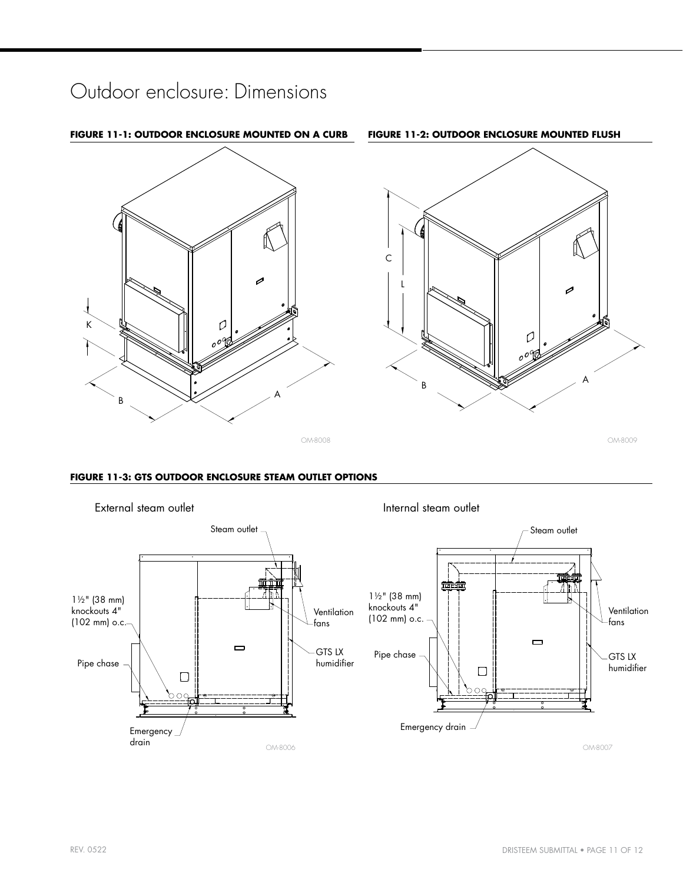# Outdoor enclosure: Dimensions

**FIGURE 11-1: OUTDOOR ENCLOSURE MOUNTED ON A CURB**

K

B

A

OM-8008

**FIGURE 11-2: OUTDOOR ENCLOSURE MOUNTED FLUSH**

C

L

B

A

OM-8009

**FIGURE 11-3: GTS OUTDOOR ENCLOSURE STEAM OUTLET OPTIONS**

External steam outlet

Steam outlet

1½" (38 mm) knockouts 4" (102 mm) o.c.

Ventilation fans

GTS LX humidifier

Pipe chase

Emergency drain

OM-8006

Internal steam outlet

Steam outlet

1½" (38 mm) knockouts 4" (102 mm) o.c.

Ventilation fans

GTS LX humidifier

Pipe chase

Emergency drain

OM-8007

REV. 0522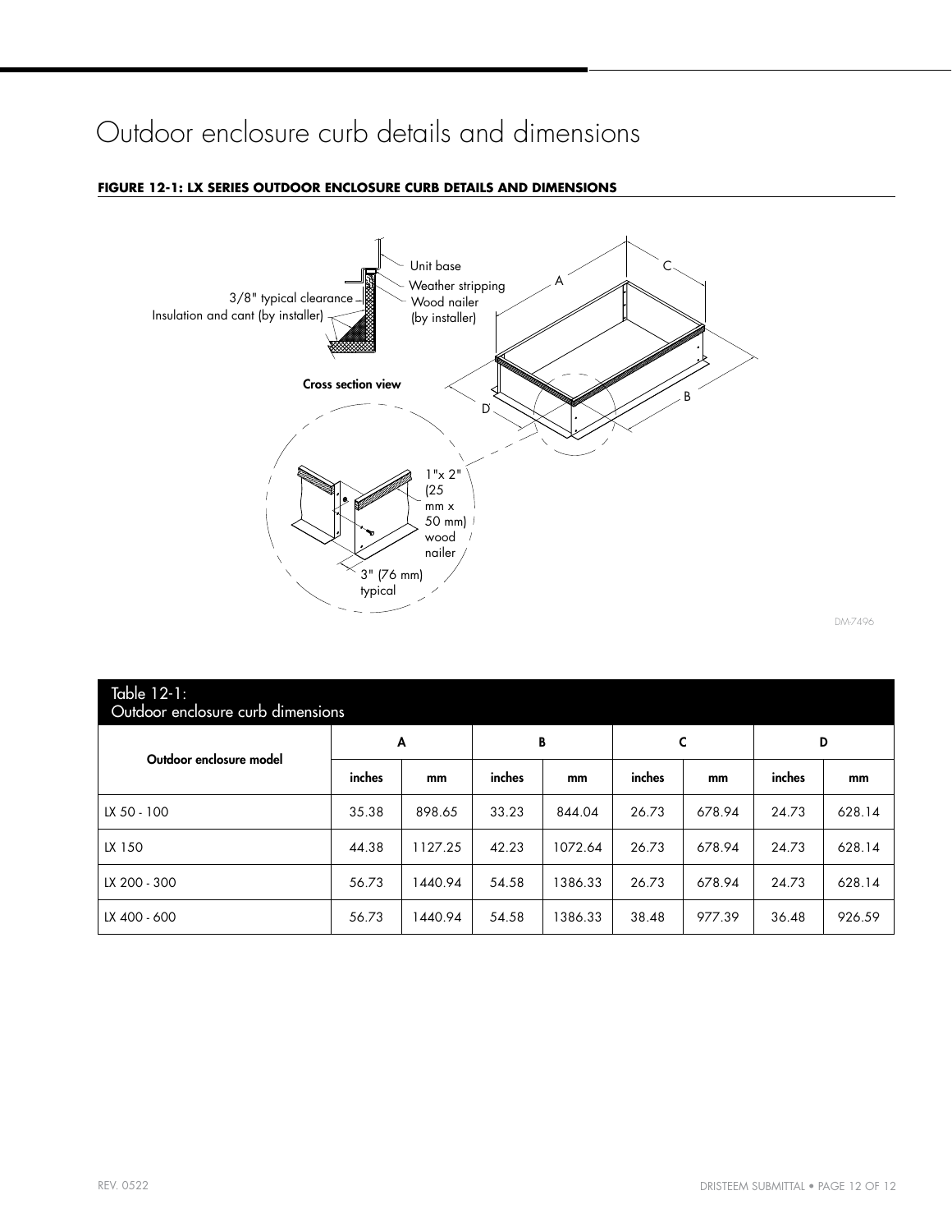# Outdoor enclosure curb details and dimensions

**FIGURE 12-1: LX SERIES OUTDOOR ENCLOSURE CURB DETAILS AND DIMENSIONS**

Unit base
Weather stripping
Wood nailer (by installer)
3/8" typical clearance
Insulation and cant (by installer)
Cross section view
A
B
C
D
1"x 2" (25 mm x 50 mm) wood nailer
3" (76 mm) typical

DM-7496

Table 12-1:
Outdoor enclosure curb dimensions

| Outdoor enclosure model | A | | B | | C | | D | |
|---|---|---|---|---|---|---|---|---|
| | inches | mm | inches | mm | inches | mm | inches | mm |
| LX 50 - 100 | 35.38 | 898.65 | 33.23 | 844.04 | 26.73 | 678.94 | 24.73 | 628.14 |
| LX 150 | 44.38 | 1127.25 | 42.23 | 1072.64 | 26.73 | 678.94 | 24.73 | 628.14 |
| LX 200 - 300 | 56.73 | 1440.94 | 54.58 | 1386.33 | 26.73 | 678.94 | 24.73 | 628.14 |
| LX 400 - 600 | 56.73 | 1440.94 | 54.58 | 1386.33 | 38.48 | 977.39 | 36.48 | 926.59 |

REV. 0522